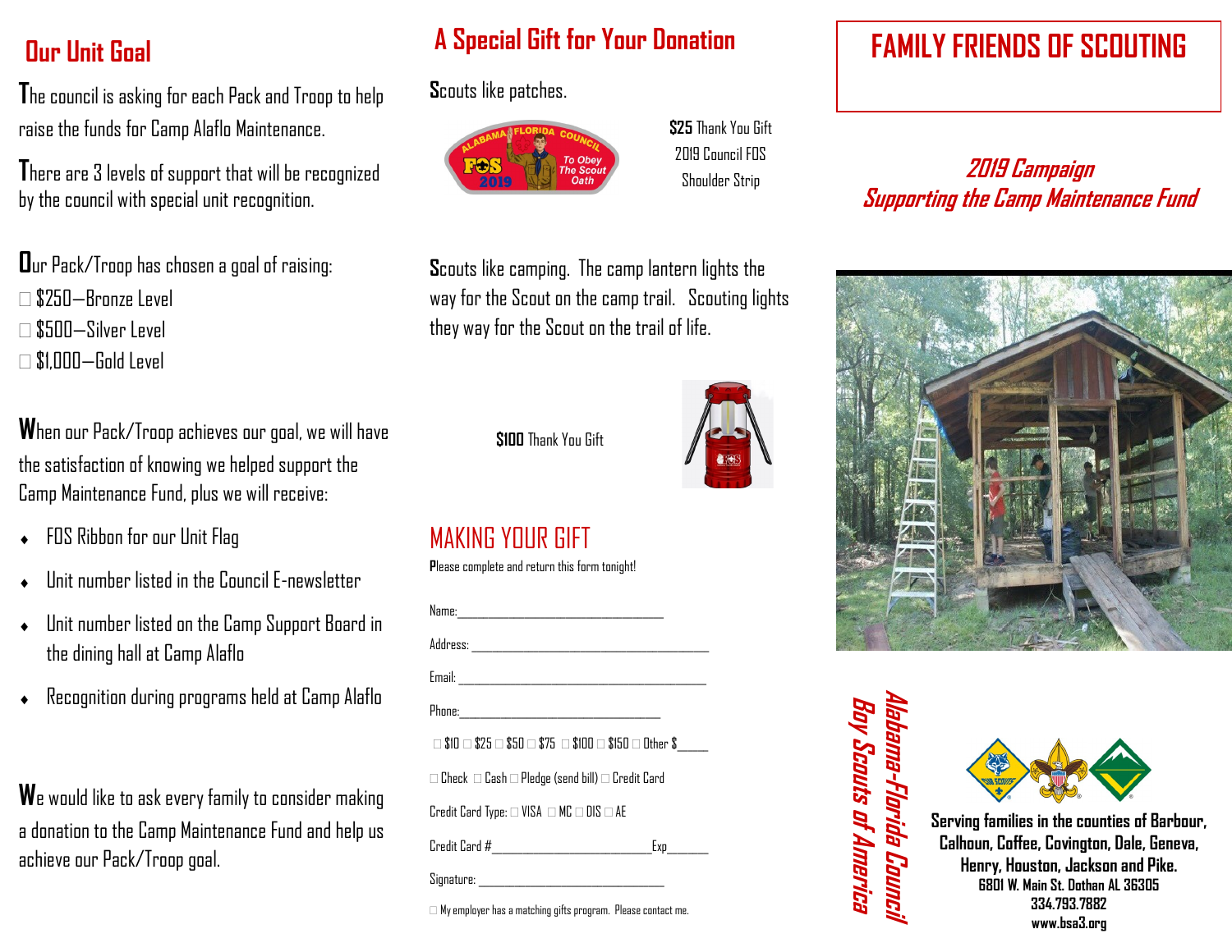## Our Unit Goal

The council is asking for each Pack and Troop to help raise the funds for Camp Alaflo Maintenance.

There are 3 levels of support that will be recognized by the council with special unit recognition.

Our Pack/Troop has chosen a goal of raising:

☐ $250—Bronze Level
☐ $500—Silver Level
☐ $1,000—Gold Level

When our Pack/Troop achieves our goal, we will have the satisfaction of knowing we helped support the Camp Maintenance Fund, plus we will receive:

- FOS Ribbon for our Unit Flag
- Unit number listed in the Council E-newsletter
- Unit number listed on the Camp Support Board in the dining hall at Camp Alaflo
- Recognition during programs held at Camp Alaflo

We would like to ask every family to consider making a donation to the Camp Maintenance Fund and help us achieve our Pack/Troop goal.

## A Special Gift for Your Donation

Scouts like patches.

**$25** Thank You Gift
2019 Council FOS
Shoulder Strip

Scouts like camping. The camp lantern lights the way for the Scout on the camp trail. Scouting lights they way for the Scout on the trail of life.

**$100** Thank You Gift

## MAKING YOUR GIFT

Please complete and return this form tonight!

Name:_______________________________

Address: ____________________________________

Email: ______________________________________

Phone:______________________________

☐ $10 ☐ $25 ☐ $50 ☐ $75 ☐ $100 ☐ $150 ☐ Other $_____

☐ Check ☐ Cash ☐ Pledge (send bill) ☐ Credit Card

Credit Card Type: ☐ VISA ☐ MC ☐ DIS ☐ AE

Credit Card #___________________________Exp______

Signature: ______________________________

☐ My employer has a matching gifts program. Please contact me.

# FAMILY FRIENDS OF SCOUTING

***2019 Campaign***
***Supporting the Camp Maintenance Fund***

***Alabama-Florida Council***
***Boy Scouts of America***

**Serving families in the counties of Barbour, Calhoun, Coffee, Covington, Dale, Geneva, Henry, Houston, Jackson and Pike.**
**6801 W. Main St. Dothan AL 36305**
**334.793.7882**
**www.bsa3.org**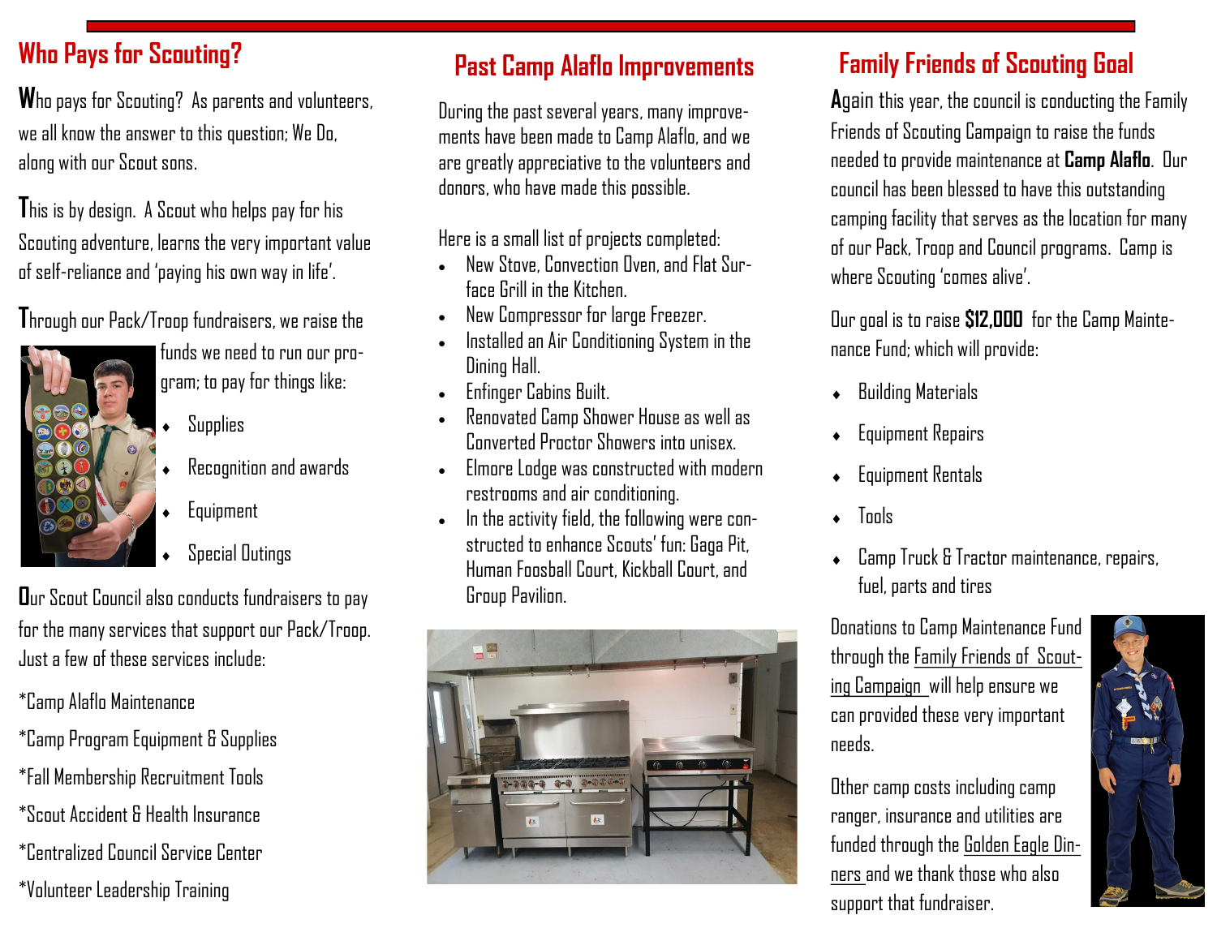## Who Pays for Scouting?

Who pays for Scouting? As parents and volunteers, we all know the answer to this question; We Do, along with our Scout sons.

This is by design. A Scout who helps pay for his Scouting adventure, learns the very important value of self-reliance and 'paying his own way in life'.

Through our Pack/Troop fundraisers, we raise the funds we need to run our program; to pay for things like:

- Supplies
- Recognition and awards
- Equipment
- Special Outings

Our Scout Council also conducts fundraisers to pay for the many services that support our Pack/Troop. Just a few of these services include:

*Camp Alaflo Maintenance

*Camp Program Equipment & Supplies

*Fall Membership Recruitment Tools

*Scout Accident & Health Insurance

*Centralized Council Service Center

*Volunteer Leadership Training

## Past Camp Alaflo Improvements

During the past several years, many improvements have been made to Camp Alaflo, and we are greatly appreciative to the volunteers and donors, who have made this possible.

Here is a small list of projects completed:

- New Stove, Convection Oven, and Flat Surface Grill in the Kitchen.
- New Compressor for large Freezer.
- Installed an Air Conditioning System in the Dining Hall.
- Enfinger Cabins Built.
- Renovated Camp Shower House as well as Converted Proctor Showers into unisex.
- Elmore Lodge was constructed with modern restrooms and air conditioning.
- In the activity field, the following were constructed to enhance Scouts' fun: Gaga Pit, Human Foosball Court, Kickball Court, and Group Pavilion.

## Family Friends of Scouting Goal

Again this year, the council is conducting the Family Friends of Scouting Campaign to raise the funds needed to provide maintenance at **Camp Alaflo**. Our council has been blessed to have this outstanding camping facility that serves as the location for many of our Pack, Troop and Council programs. Camp is where Scouting 'comes alive'.

Our goal is to raise **$12,000** for the Camp Maintenance Fund; which will provide:

- Building Materials
- Equipment Repairs
- Equipment Rentals
- Tools
- Camp Truck & Tractor maintenance, repairs, fuel, parts and tires

Donations to Camp Maintenance Fund through the Family Friends of Scouting Campaign will help ensure we can provided these very important needs.

Other camp costs including camp ranger, insurance and utilities are funded through the Golden Eagle Dinners and we thank those who also support that fundraiser.